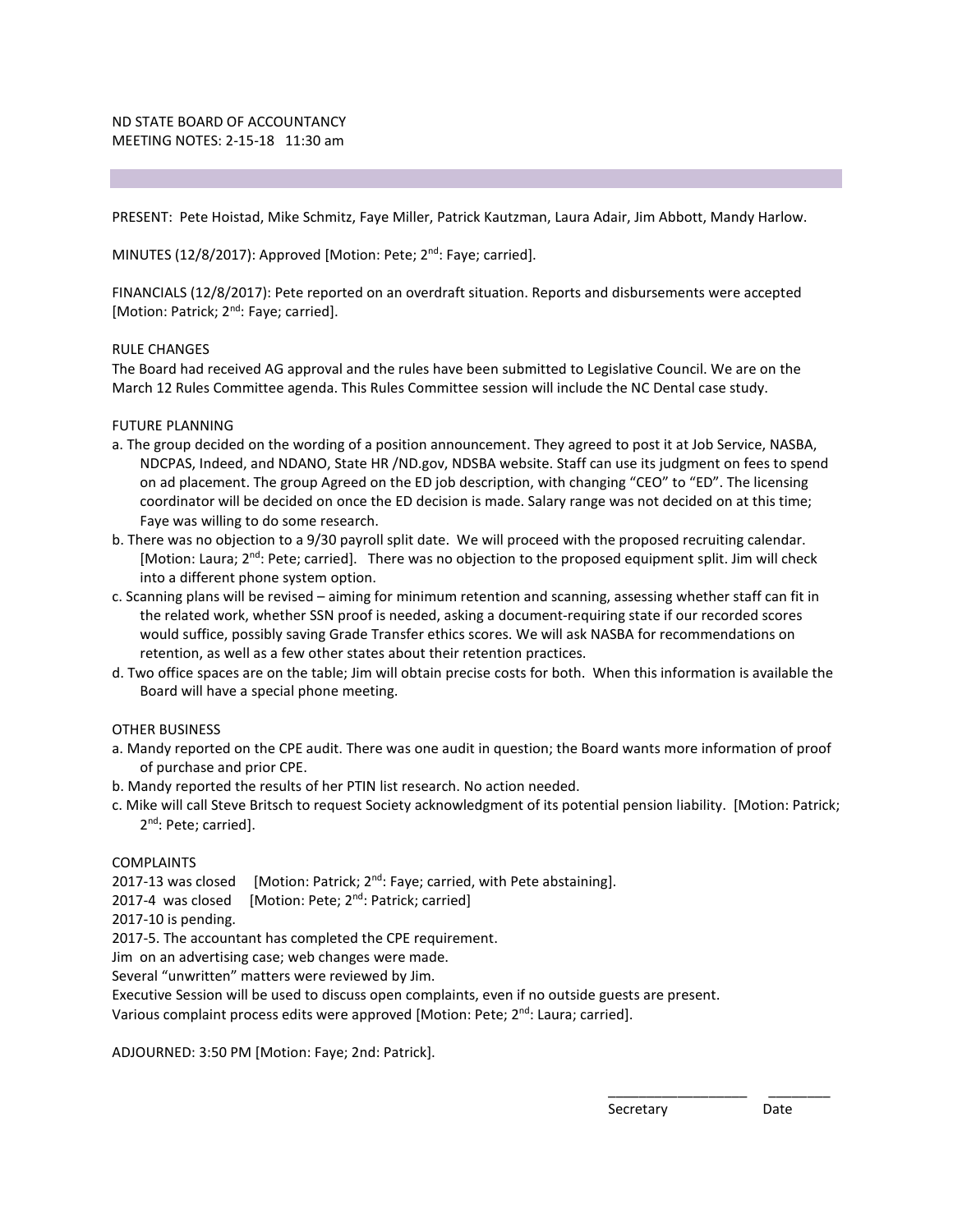ND STATE BOARD OF ACCOUNTANCY
MEETING NOTES: 2-15-18 11:30 am

PRESENT: Pete Hoistad, Mike Schmitz, Faye Miller, Patrick Kautzman, Laura Adair, Jim Abbott, Mandy Harlow.

MINUTES (12/8/2017): Approved [Motion: Pete; 2nd: Faye; carried].

FINANCIALS (12/8/2017): Pete reported on an overdraft situation. Reports and disbursements were accepted [Motion: Patrick; 2nd: Faye; carried].

RULE CHANGES

The Board had received AG approval and the rules have been submitted to Legislative Council. We are on the March 12 Rules Committee agenda. This Rules Committee session will include the NC Dental case study.

FUTURE PLANNING

a. The group decided on the wording of a position announcement. They agreed to post it at Job Service, NASBA, NDCPAS, Indeed, and NDANO, State HR /ND.gov, NDSBA website. Staff can use its judgment on fees to spend on ad placement. The group Agreed on the ED job description, with changing "CEO" to "ED". The licensing coordinator will be decided on once the ED decision is made. Salary range was not decided on at this time; Faye was willing to do some research.
b. There was no objection to a 9/30 payroll split date. We will proceed with the proposed recruiting calendar. [Motion: Laura; 2nd: Pete; carried]. There was no objection to the proposed equipment split. Jim will check into a different phone system option.
c. Scanning plans will be revised – aiming for minimum retention and scanning, assessing whether staff can fit in the related work, whether SSN proof is needed, asking a document-requiring state if our recorded scores would suffice, possibly saving Grade Transfer ethics scores. We will ask NASBA for recommendations on retention, as well as a few other states about their retention practices.
d. Two office spaces are on the table; Jim will obtain precise costs for both. When this information is available the Board will have a special phone meeting.

OTHER BUSINESS

a. Mandy reported on the CPE audit. There was one audit in question; the Board wants more information of proof of purchase and prior CPE.
b. Mandy reported the results of her PTIN list research. No action needed.
c. Mike will call Steve Britsch to request Society acknowledgment of its potential pension liability. [Motion: Patrick; 2nd: Pete; carried].

COMPLAINTS

2017-13 was closed [Motion: Patrick; 2nd: Faye; carried, with Pete abstaining].
2017-4 was closed [Motion: Pete; 2nd: Patrick; carried]
2017-10 is pending.
2017-5. The accountant has completed the CPE requirement.
Jim on an advertising case; web changes were made.
Several "unwritten" matters were reviewed by Jim.
Executive Session will be used to discuss open complaints, even if no outside guests are present.
Various complaint process edits were approved [Motion: Pete; 2nd: Laura; carried].

ADJOURNED: 3:50 PM [Motion: Faye; 2nd: Patrick].

___________________ ________
Secretary Date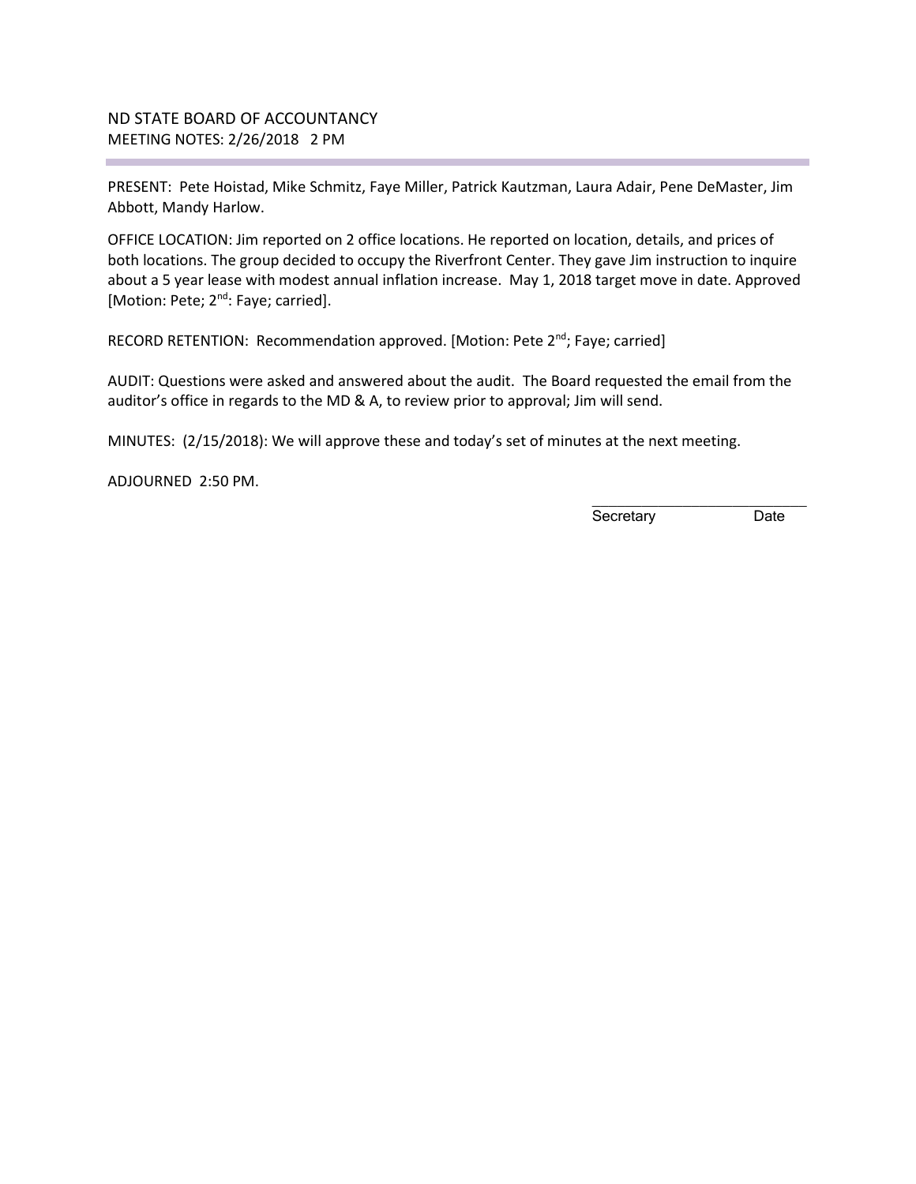ND STATE BOARD OF ACCOUNTANCY
MEETING NOTES: 2/26/2018 2 PM

PRESENT: Pete Hoistad, Mike Schmitz, Faye Miller, Patrick Kautzman, Laura Adair, Pene DeMaster, Jim Abbott, Mandy Harlow.

OFFICE LOCATION: Jim reported on 2 office locations. He reported on location, details, and prices of both locations. The group decided to occupy the Riverfront Center. They gave Jim instruction to inquire about a 5 year lease with modest annual inflation increase. May 1, 2018 target move in date. Approved [Motion: Pete; 2nd: Faye; carried].

RECORD RETENTION: Recommendation approved. [Motion: Pete 2nd; Faye; carried]

AUDIT: Questions were asked and answered about the audit. The Board requested the email from the auditor's office in regards to the MD & A, to review prior to approval; Jim will send.

MINUTES: (2/15/2018): We will approve these and today's set of minutes at the next meeting.

ADJOURNED 2:50 PM.

\_\_\_\_\_\_\_\_\_\_\_\_\_\_\_\_\_\_\_\_\_\_\_\_\_\_\_\_

Secretary Date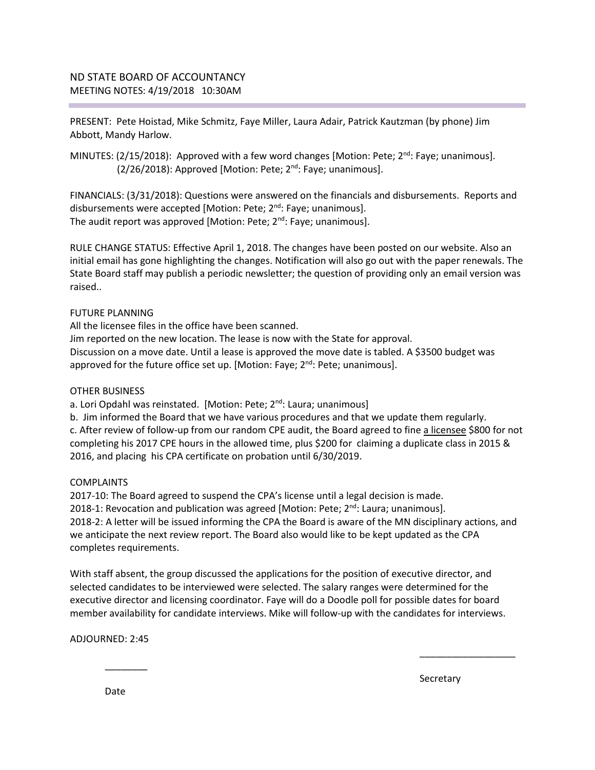ND STATE BOARD OF ACCOUNTANCY
MEETING NOTES: 4/19/2018 10:30AM

PRESENT: Pete Hoistad, Mike Schmitz, Faye Miller, Laura Adair, Patrick Kautzman (by phone) Jim Abbott, Mandy Harlow.

MINUTES: (2/15/2018): Approved with a few word changes [Motion: Pete; 2nd: Faye; unanimous].
(2/26/2018): Approved [Motion: Pete; 2nd: Faye; unanimous].

FINANCIALS: (3/31/2018): Questions were answered on the financials and disbursements. Reports and disbursements were accepted [Motion: Pete; 2nd: Faye; unanimous].
The audit report was approved [Motion: Pete; 2nd: Faye; unanimous].

RULE CHANGE STATUS: Effective April 1, 2018. The changes have been posted on our website. Also an initial email has gone highlighting the changes. Notification will also go out with the paper renewals. The State Board staff may publish a periodic newsletter; the question of providing only an email version was raised..

FUTURE PLANNING
All the licensee files in the office have been scanned.
Jim reported on the new location. The lease is now with the State for approval.
Discussion on a move date. Until a lease is approved the move date is tabled. A $3500 budget was approved for the future office set up. [Motion: Faye; 2nd: Pete; unanimous].

OTHER BUSINESS
a. Lori Opdahl was reinstated. [Motion: Pete; 2nd: Laura; unanimous]
b. Jim informed the Board that we have various procedures and that we update them regularly.
c. After review of follow-up from our random CPE audit, the Board agreed to fine <u>a licensee</u> $800 for not completing his 2017 CPE hours in the allowed time, plus $200 for claiming a duplicate class in 2015 & 2016, and placing his CPA certificate on probation until 6/30/2019.

COMPLAINTS
2017-10: The Board agreed to suspend the CPA's license until a legal decision is made.
2018-1: Revocation and publication was agreed [Motion: Pete; 2nd: Laura; unanimous].
2018-2: A letter will be issued informing the CPA the Board is aware of the MN disciplinary actions, and we anticipate the next review report. The Board also would like to be kept updated as the CPA completes requirements.

With staff absent, the group discussed the applications for the position of executive director, and selected candidates to be interviewed were selected. The salary ranges were determined for the executive director and licensing coordinator. Faye will do a Doodle poll for possible dates for board member availability for candidate interviews. Mike will follow-up with the candidates for interviews.

ADJOURNED: 2:45

________ Date

__________________ Secretary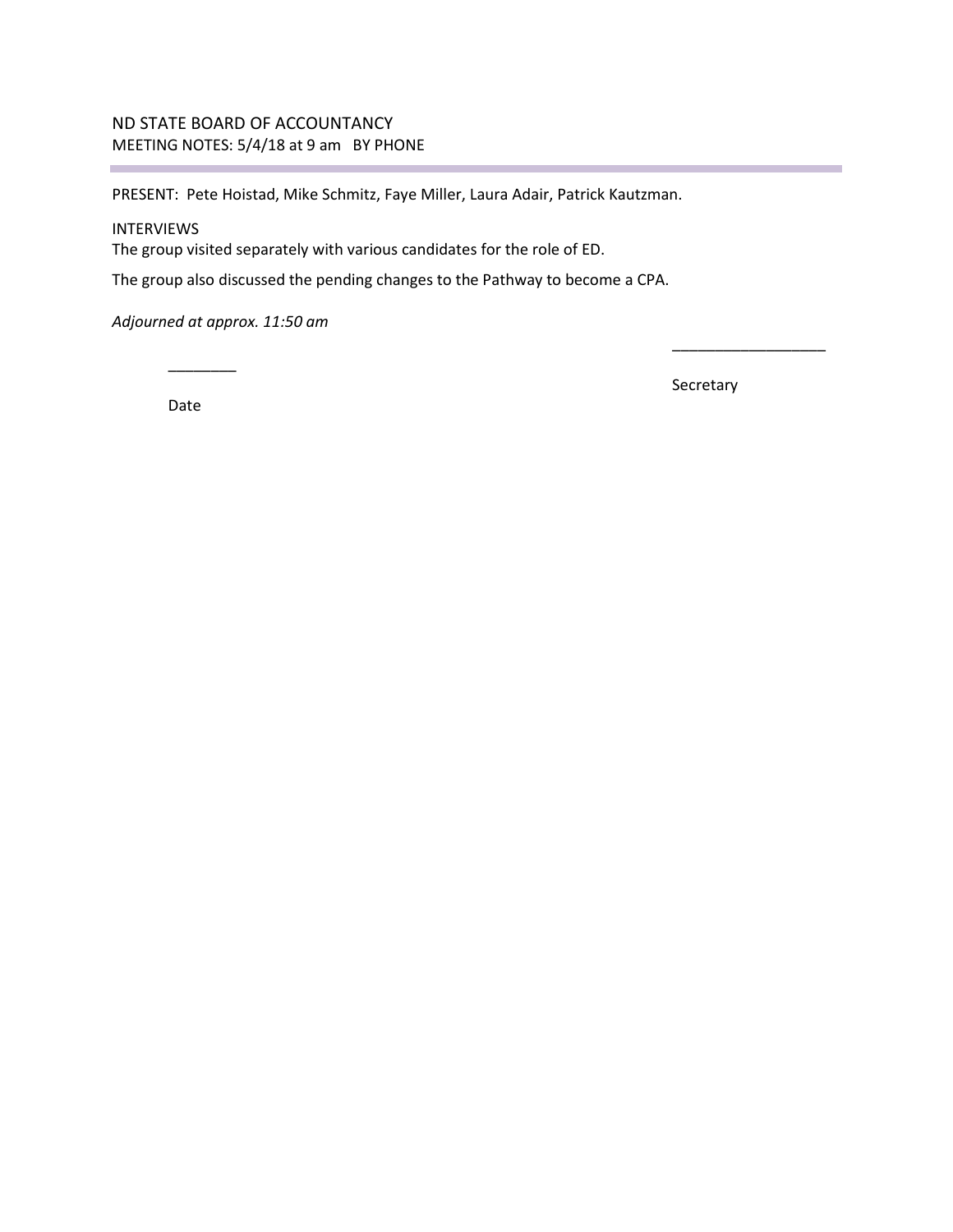ND STATE BOARD OF ACCOUNTANCY

MEETING NOTES: 5/4/18 at 9 am BY PHONE

PRESENT: Pete Hoistad, Mike Schmitz, Faye Miller, Laura Adair, Patrick Kautzman.

INTERVIEWS

The group visited separately with various candidates for the role of ED.

The group also discussed the pending changes to the Pathway to become a CPA.

*Adjourned at approx. 11:50 am*

________

Date

__________________

Secretary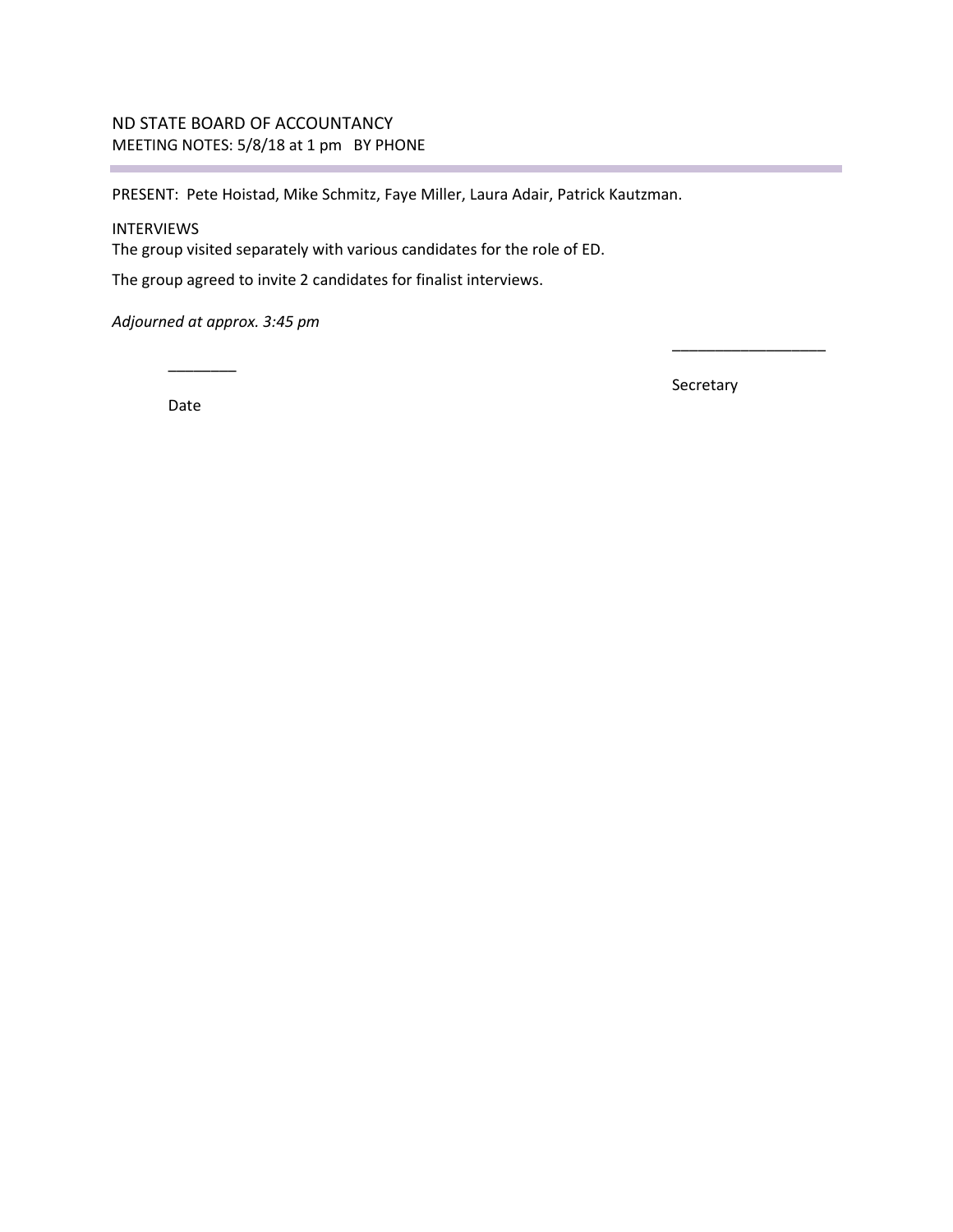ND STATE BOARD OF ACCOUNTANCY

MEETING NOTES: 5/8/18 at 1 pm BY PHONE

PRESENT: Pete Hoistad, Mike Schmitz, Faye Miller, Laura Adair, Patrick Kautzman.

INTERVIEWS

The group visited separately with various candidates for the role of ED.

The group agreed to invite 2 candidates for finalist interviews.

*Adjourned at approx. 3:45 pm*

________

Date

__________________

Secretary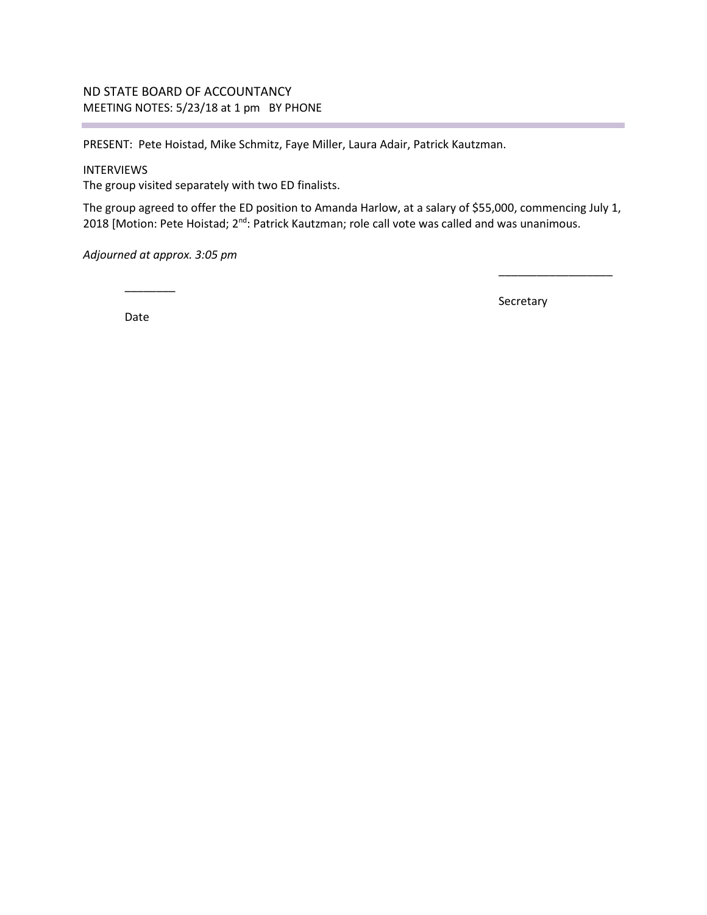ND STATE BOARD OF ACCOUNTANCY
MEETING NOTES: 5/23/18 at 1 pm BY PHONE

PRESENT: Pete Hoistad, Mike Schmitz, Faye Miller, Laura Adair, Patrick Kautzman.

INTERVIEWS
The group visited separately with two ED finalists.

The group agreed to offer the ED position to Amanda Harlow, at a salary of $55,000, commencing July 1, 2018 [Motion: Pete Hoistad; 2nd: Patrick Kautzman; role call vote was called and was unanimous.

*Adjourned at approx. 3:05 pm*

________ Date

__________________ Secretary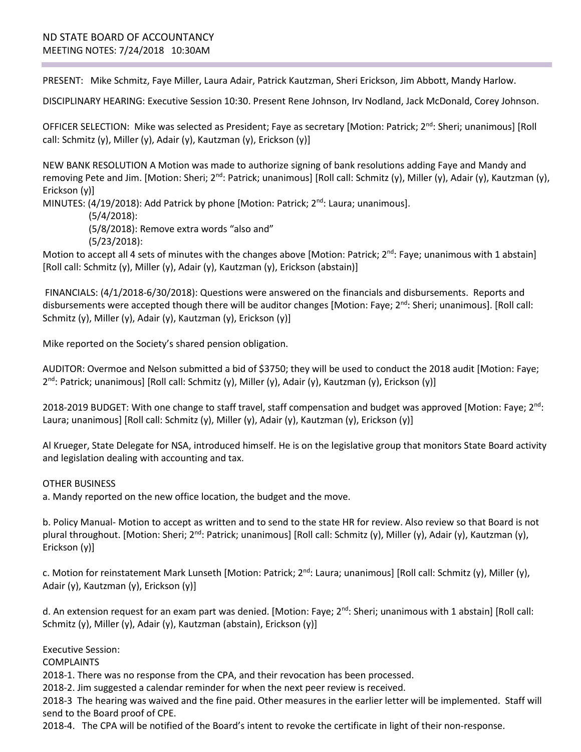ND STATE BOARD OF ACCOUNTANCY
MEETING NOTES: 7/24/2018 10:30AM

PRESENT: Mike Schmitz, Faye Miller, Laura Adair, Patrick Kautzman, Sheri Erickson, Jim Abbott, Mandy Harlow.

DISCIPLINARY HEARING: Executive Session 10:30. Present Rene Johnson, Irv Nodland, Jack McDonald, Corey Johnson.

OFFICER SELECTION: Mike was selected as President; Faye as secretary [Motion: Patrick; 2nd: Sheri; unanimous] [Roll call: Schmitz (y), Miller (y), Adair (y), Kautzman (y), Erickson (y)]

NEW BANK RESOLUTION A Motion was made to authorize signing of bank resolutions adding Faye and Mandy and removing Pete and Jim. [Motion: Sheri; 2nd: Patrick; unanimous] [Roll call: Schmitz (y), Miller (y), Adair (y), Kautzman (y), Erickson (y)]

MINUTES: (4/19/2018): Add Patrick by phone [Motion: Patrick; 2nd: Laura; unanimous].

(5/4/2018):

(5/8/2018): Remove extra words "also and"

(5/23/2018):

Motion to accept all 4 sets of minutes with the changes above [Motion: Patrick; 2nd: Faye; unanimous with 1 abstain] [Roll call: Schmitz (y), Miller (y), Adair (y), Kautzman (y), Erickson (abstain)]

FINANCIALS: (4/1/2018-6/30/2018): Questions were answered on the financials and disbursements. Reports and disbursements were accepted though there will be auditor changes [Motion: Faye; 2nd: Sheri; unanimous]. [Roll call: Schmitz (y), Miller (y), Adair (y), Kautzman (y), Erickson (y)]

Mike reported on the Society's shared pension obligation.

AUDITOR: Overmoe and Nelson submitted a bid of $3750; they will be used to conduct the 2018 audit [Motion: Faye; 2nd: Patrick; unanimous] [Roll call: Schmitz (y), Miller (y), Adair (y), Kautzman (y), Erickson (y)]

2018-2019 BUDGET: With one change to staff travel, staff compensation and budget was approved [Motion: Faye; 2nd: Laura; unanimous] [Roll call: Schmitz (y), Miller (y), Adair (y), Kautzman (y), Erickson (y)]

Al Krueger, State Delegate for NSA, introduced himself. He is on the legislative group that monitors State Board activity and legislation dealing with accounting and tax.

OTHER BUSINESS

a. Mandy reported on the new office location, the budget and the move.

b. Policy Manual- Motion to accept as written and to send to the state HR for review. Also review so that Board is not plural throughout. [Motion: Sheri; 2nd: Patrick; unanimous] [Roll call: Schmitz (y), Miller (y), Adair (y), Kautzman (y), Erickson (y)]

c. Motion for reinstatement Mark Lunseth [Motion: Patrick; 2nd: Laura; unanimous] [Roll call: Schmitz (y), Miller (y), Adair (y), Kautzman (y), Erickson (y)]

d. An extension request for an exam part was denied. [Motion: Faye; 2nd: Sheri; unanimous with 1 abstain] [Roll call: Schmitz (y), Miller (y), Adair (y), Kautzman (abstain), Erickson (y)]

Executive Session:

COMPLAINTS

2018-1. There was no response from the CPA, and their revocation has been processed.

2018-2. Jim suggested a calendar reminder for when the next peer review is received.

2018-3 The hearing was waived and the fine paid. Other measures in the earlier letter will be implemented. Staff will send to the Board proof of CPE.

2018-4. The CPA will be notified of the Board's intent to revoke the certificate in light of their non-response.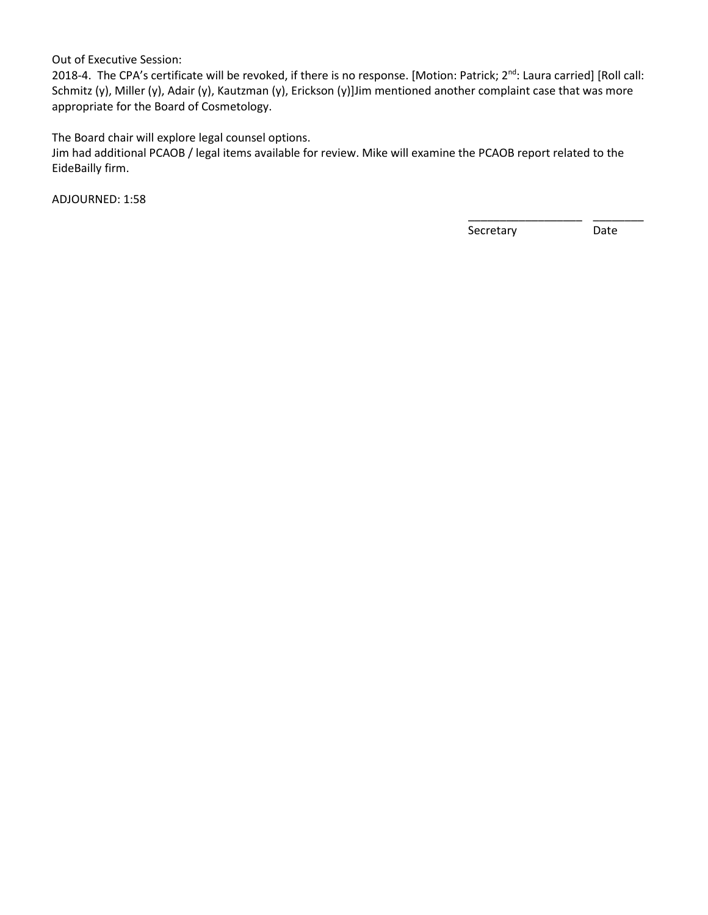Out of Executive Session:

2018-4. The CPA's certificate will be revoked, if there is no response. [Motion: Patrick; 2nd: Laura carried] [Roll call: Schmitz (y), Miller (y), Adair (y), Kautzman (y), Erickson (y)]Jim mentioned another complaint case that was more appropriate for the Board of Cosmetology.

The Board chair will explore legal counsel options.

Jim had additional PCAOB / legal items available for review. Mike will examine the PCAOB report related to the EideBailly firm.

ADJOURNED: 1:58

\_\_\_\_\_\_\_\_\_\_\_\_\_\_\_\_\_\_ \_\_\_\_\_\_\_\_

Secretary Date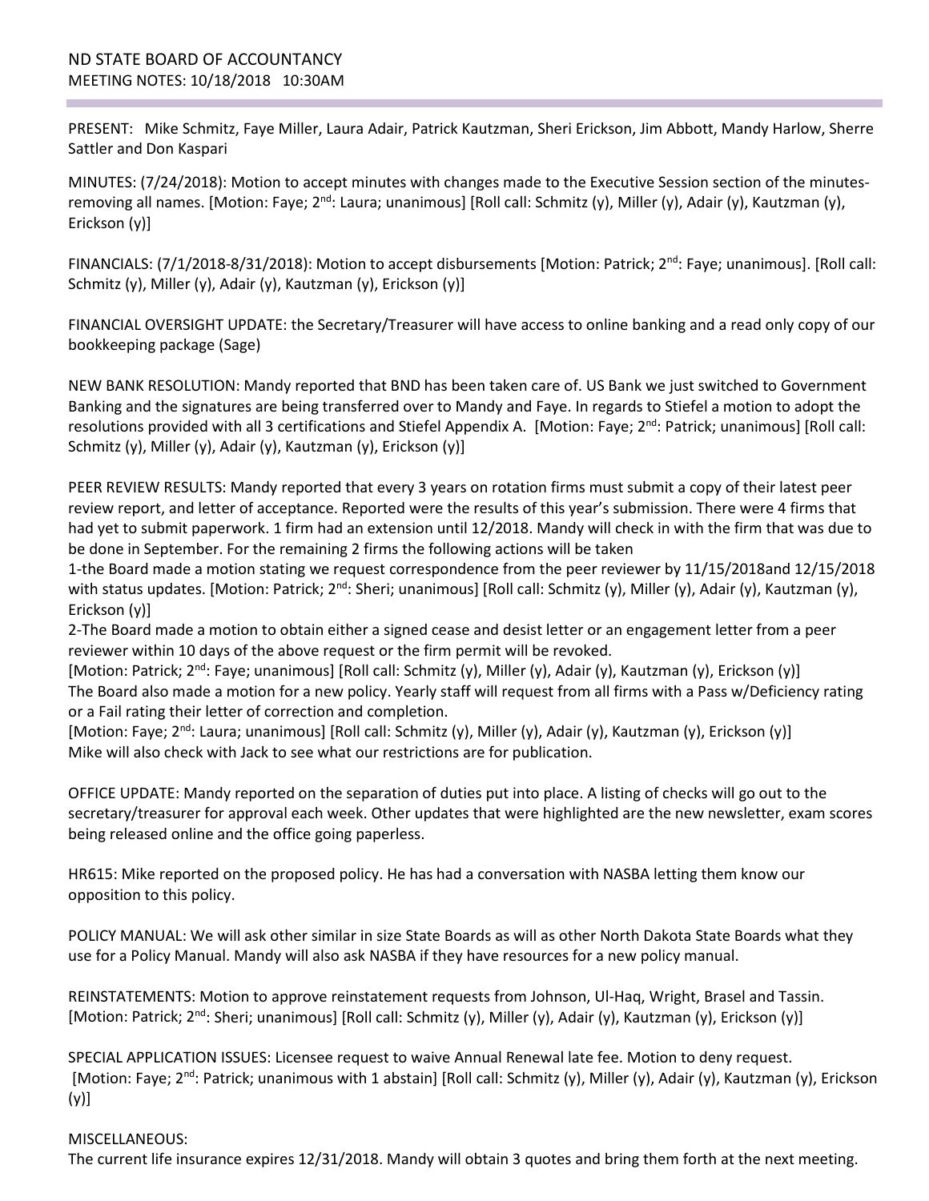ND STATE BOARD OF ACCOUNTANCY
MEETING NOTES: 10/18/2018 10:30AM

PRESENT: Mike Schmitz, Faye Miller, Laura Adair, Patrick Kautzman, Sheri Erickson, Jim Abbott, Mandy Harlow, Sherre Sattler and Don Kaspari

MINUTES: (7/24/2018): Motion to accept minutes with changes made to the Executive Session section of the minutes- removing all names. [Motion: Faye; 2nd: Laura; unanimous] [Roll call: Schmitz (y), Miller (y), Adair (y), Kautzman (y), Erickson (y)]

FINANCIALS: (7/1/2018-8/31/2018): Motion to accept disbursements [Motion: Patrick; 2nd: Faye; unanimous]. [Roll call: Schmitz (y), Miller (y), Adair (y), Kautzman (y), Erickson (y)]

FINANCIAL OVERSIGHT UPDATE: the Secretary/Treasurer will have access to online banking and a read only copy of our bookkeeping package (Sage)

NEW BANK RESOLUTION: Mandy reported that BND has been taken care of. US Bank we just switched to Government Banking and the signatures are being transferred over to Mandy and Faye. In regards to Stiefel a motion to adopt the resolutions provided with all 3 certifications and Stiefel Appendix A. [Motion: Faye; 2nd: Patrick; unanimous] [Roll call: Schmitz (y), Miller (y), Adair (y), Kautzman (y), Erickson (y)]

PEER REVIEW RESULTS: Mandy reported that every 3 years on rotation firms must submit a copy of their latest peer review report, and letter of acceptance. Reported were the results of this year's submission. There were 4 firms that had yet to submit paperwork. 1 firm had an extension until 12/2018. Mandy will check in with the firm that was due to be done in September. For the remaining 2 firms the following actions will be taken
1-the Board made a motion stating we request correspondence from the peer reviewer by 11/15/2018and 12/15/2018 with status updates. [Motion: Patrick; 2nd: Sheri; unanimous] [Roll call: Schmitz (y), Miller (y), Adair (y), Kautzman (y), Erickson (y)]
2-The Board made a motion to obtain either a signed cease and desist letter or an engagement letter from a peer reviewer within 10 days of the above request or the firm permit will be revoked.
[Motion: Patrick; 2nd: Faye; unanimous] [Roll call: Schmitz (y), Miller (y), Adair (y), Kautzman (y), Erickson (y)]
The Board also made a motion for a new policy. Yearly staff will request from all firms with a Pass w/Deficiency rating or a Fail rating their letter of correction and completion.
[Motion: Faye; 2nd: Laura; unanimous] [Roll call: Schmitz (y), Miller (y), Adair (y), Kautzman (y), Erickson (y)]
Mike will also check with Jack to see what our restrictions are for publication.

OFFICE UPDATE: Mandy reported on the separation of duties put into place. A listing of checks will go out to the secretary/treasurer for approval each week. Other updates that were highlighted are the new newsletter, exam scores being released online and the office going paperless.

HR615: Mike reported on the proposed policy. He has had a conversation with NASBA letting them know our opposition to this policy.

POLICY MANUAL: We will ask other similar in size State Boards as will as other North Dakota State Boards what they use for a Policy Manual. Mandy will also ask NASBA if they have resources for a new policy manual.

REINSTATEMENTS: Motion to approve reinstatement requests from Johnson, Ul-Haq, Wright, Brasel and Tassin. [Motion: Patrick; 2nd: Sheri; unanimous] [Roll call: Schmitz (y), Miller (y), Adair (y), Kautzman (y), Erickson (y)]

SPECIAL APPLICATION ISSUES: Licensee request to waive Annual Renewal late fee. Motion to deny request. [Motion: Faye; 2nd: Patrick; unanimous with 1 abstain] [Roll call: Schmitz (y), Miller (y), Adair (y), Kautzman (y), Erickson (y)]

MISCELLANEOUS:
The current life insurance expires 12/31/2018. Mandy will obtain 3 quotes and bring them forth at the next meeting.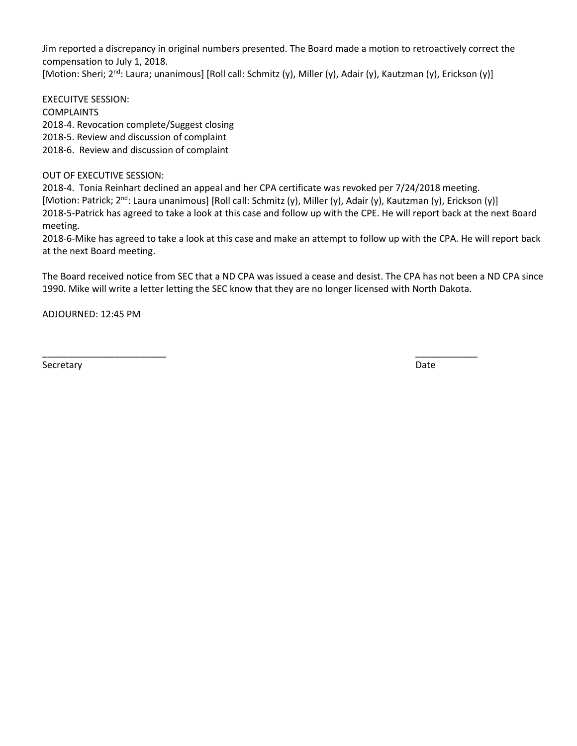Jim reported a discrepancy in original numbers presented. The Board made a motion to retroactively correct the compensation to July 1, 2018.
[Motion: Sheri; 2nd: Laura; unanimous] [Roll call: Schmitz (y), Miller (y), Adair (y), Kautzman (y), Erickson (y)]

EXECUITVE SESSION:
COMPLAINTS
2018-4. Revocation complete/Suggest closing
2018-5. Review and discussion of complaint
2018-6. Review and discussion of complaint

OUT OF EXECUTIVE SESSION:
2018-4. Tonia Reinhart declined an appeal and her CPA certificate was revoked per 7/24/2018 meeting.
[Motion: Patrick; 2nd: Laura unanimous] [Roll call: Schmitz (y), Miller (y), Adair (y), Kautzman (y), Erickson (y)]
2018-5-Patrick has agreed to take a look at this case and follow up with the CPE. He will report back at the next Board meeting.
2018-6-Mike has agreed to take a look at this case and make an attempt to follow up with the CPA. He will report back at the next Board meeting.

The Board received notice from SEC that a ND CPA was issued a cease and desist. The CPA has not been a ND CPA since 1990. Mike will write a letter letting the SEC know that they are no longer licensed with North Dakota.

ADJOURNED: 12:45 PM

________________________ ____________
Secretary Date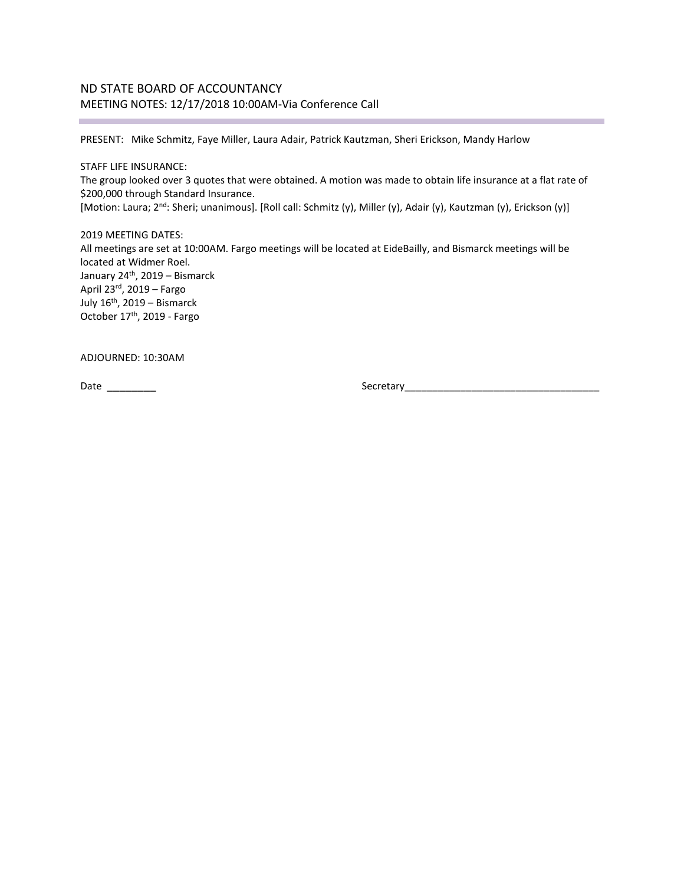ND STATE BOARD OF ACCOUNTANCY

MEETING NOTES: 12/17/2018 10:00AM-Via Conference Call

PRESENT: Mike Schmitz, Faye Miller, Laura Adair, Patrick Kautzman, Sheri Erickson, Mandy Harlow

STAFF LIFE INSURANCE:

The group looked over 3 quotes that were obtained. A motion was made to obtain life insurance at a flat rate of $200,000 through Standard Insurance.

[Motion: Laura; 2nd: Sheri; unanimous]. [Roll call: Schmitz (y), Miller (y), Adair (y), Kautzman (y), Erickson (y)]

2019 MEETING DATES:

All meetings are set at 10:00AM. Fargo meetings will be located at EideBailly, and Bismarck meetings will be located at Widmer Roel.

January 24th, 2019 – Bismarck

April 23rd, 2019 – Fargo

July 16th, 2019 – Bismarck

October 17th, 2019 - Fargo

ADJOURNED: 10:30AM

Date _________ Secretary___________________________________